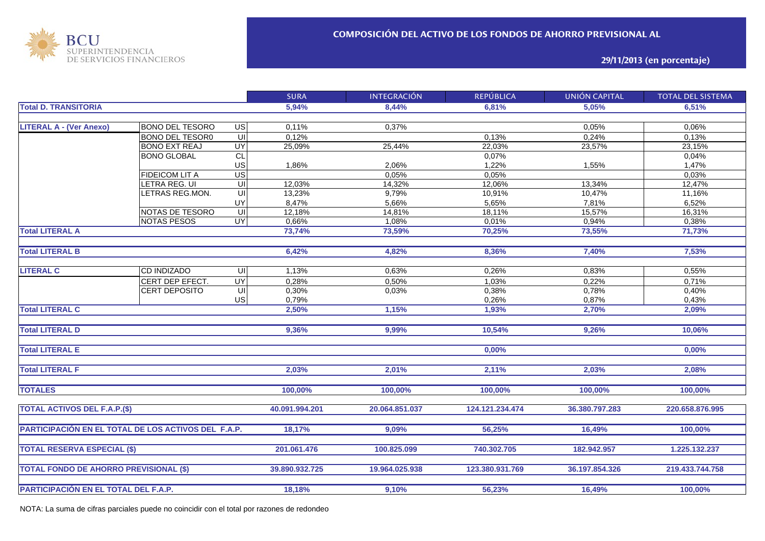BCU
SUPERINTENDENCIA
DE SERVICIOS FINANCIEROS

## COMPOSICIÓN DEL ACTIVO DE LOS FONDOS DE AHORRO PREVISIONAL AL

### 29/11/2013 (en porcentaje)

| | | | SURA | INTEGRACIÓN | REPÚBLICA | UNIÓN CAPITAL | TOTAL DEL SISTEMA |
|---|---|---|---|---|---|---|---|
| **Total D. TRANSITORIA** | | | **5,94%** | **8,44%** | **6,81%** | **5,05%** | **6,51%** |
| **LITERAL A - (Ver Anexo)** | BONO DEL TESORO | US | 0,11% | 0,37% | | 0,05% | 0,06% |
| | BONO DEL TESOR0 | UI | 0,12% | | 0,13% | 0,24% | 0,13% |
| | BONO EXT REAJ | UY | 25,09% | 25,44% | 22,03% | 23,57% | 23,15% |
| | BONO GLOBAL | CL | | | 0,07% | | 0,04% |
| | | US | 1,86% | 2,06% | 1,22% | 1,55% | 1,47% |
| | FIDEICOM LIT A | US | | 0,05% | 0,05% | | 0,03% |
| | LETRA REG. UI | UI | 12,03% | 14,32% | 12,06% | 13,34% | 12,47% |
| | LETRAS REG.MON. | UI | 13,23% | 9,79% | 10,91% | 10,47% | 11,16% |
| | | UY | 8,47% | 5,66% | 5,65% | 7,81% | 6,52% |
| | NOTAS DE TESORO | UI | 12,18% | 14,81% | 18,11% | 15,57% | 16,31% |
| | NOTAS PESOS | UY | 0,66% | 1,08% | 0,01% | 0,94% | 0,38% |
| **Total LITERAL A** | | | **73,74%** | **73,59%** | **70,25%** | **73,55%** | **71,73%** |
| **Total LITERAL B** | | | **6,42%** | **4,82%** | **8,36%** | **7,40%** | **7,53%** |
| **LITERAL C** | CD INDIZADO | UI | 1,13% | 0,63% | 0,26% | 0,83% | 0,55% |
| | CERT DEP EFECT. | UY | 0,28% | 0,50% | 1,03% | 0,22% | 0,71% |
| | CERT DEPOSITO | UI | 0,30% | 0,03% | 0,38% | 0,78% | 0,40% |
| | | US | 0,79% | | 0,26% | 0,87% | 0,43% |
| **Total LITERAL C** | | | **2,50%** | **1,15%** | **1,93%** | **2,70%** | **2,09%** |
| **Total LITERAL D** | | | **9,36%** | **9,99%** | **10,54%** | **9,26%** | **10,06%** |
| **Total LITERAL E** | | | | | **0,00%** | | **0,00%** |
| **Total LITERAL F** | | | **2,03%** | **2,01%** | **2,11%** | **2,03%** | **2,08%** |
| **TOTALES** | | | **100,00%** | **100,00%** | **100,00%** | **100,00%** | **100,00%** |
| **TOTAL ACTIVOS DEL F.A.P.($)** | | | **40.091.994.201** | **20.064.851.037** | **124.121.234.474** | **36.380.797.283** | **220.658.876.995** |
| **PARTICIPACIÓN EN EL TOTAL DE LOS ACTIVOS DEL F.A.P.** | | | **18,17%** | **9,09%** | **56,25%** | **16,49%** | **100,00%** |
| **TOTAL RESERVA ESPECIAL ($)** | | | **201.061.476** | **100.825.099** | **740.302.705** | **182.942.957** | **1.225.132.237** |
| **TOTAL FONDO DE AHORRO PREVISIONAL ($)** | | | **39.890.932.725** | **19.964.025.938** | **123.380.931.769** | **36.197.854.326** | **219.433.744.758** |
| **PARTICIPACIÓN EN EL TOTAL DEL F.A.P.** | | | **18,18%** | **9,10%** | **56,23%** | **16,49%** | **100,00%** |

NOTA: La suma de cifras parciales puede no coincidir con el total por razones de redondeo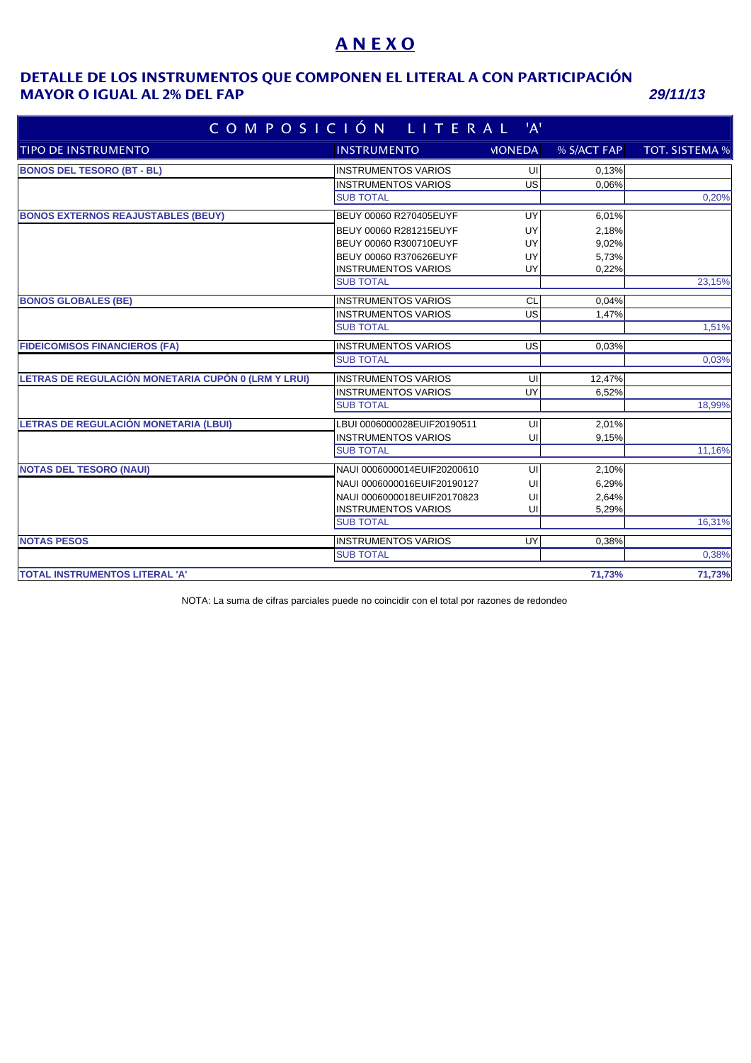# ANEXO

## DETALLE DE LOS INSTRUMENTOS QUE COMPONEN EL LITERAL A CON PARTICIPACIÓN MAYOR O IGUAL AL 2% DEL FAP

***29/11/13***

| COMPOSICIÓN LITERAL 'A' | | | | |
|---|---|---|---|---|
| **TIPO DE INSTRUMENTO** | **INSTRUMENTO** | **MONEDA** | **% S/ACT FAP** | **TOT. SISTEMA %** |
| **BONOS DEL TESORO (BT - BL)** | INSTRUMENTOS VARIOS | UI | 0,13% | |
| | INSTRUMENTOS VARIOS | US | 0,06% | |
| | SUB TOTAL | | | 0,20% |
| **BONOS EXTERNOS REAJUSTABLES (BEUY)** | BEUY 00060 R270405EUYF | UY | 6,01% | |
| | BEUY 00060 R281215EUYF | UY | 2,18% | |
| | BEUY 00060 R300710EUYF | UY | 9,02% | |
| | BEUY 00060 R370626EUYF | UY | 5,73% | |
| | INSTRUMENTOS VARIOS | UY | 0,22% | |
| | SUB TOTAL | | | 23,15% |
| **BONOS GLOBALES (BE)** | INSTRUMENTOS VARIOS | CL | 0,04% | |
| | INSTRUMENTOS VARIOS | US | 1,47% | |
| | SUB TOTAL | | | 1,51% |
| **FIDEICOMISOS FINANCIEROS (FA)** | INSTRUMENTOS VARIOS | US | 0,03% | |
| | SUB TOTAL | | | 0,03% |
| **LETRAS DE REGULACIÓN MONETARIA CUPÓN 0 (LRM Y LRUI)** | INSTRUMENTOS VARIOS | UI | 12,47% | |
| | INSTRUMENTOS VARIOS | UY | 6,52% | |
| | SUB TOTAL | | | 18,99% |
| **LETRAS DE REGULACIÓN MONETARIA (LBUI)** | LBUI 0006000028EUIF20190511 | UI | 2,01% | |
| | INSTRUMENTOS VARIOS | UI | 9,15% | |
| | SUB TOTAL | | | 11,16% |
| **NOTAS DEL TESORO (NAUI)** | NAUI 0006000014EUIF20200610 | UI | 2,10% | |
| | NAUI 0006000016EUIF20190127 | UI | 6,29% | |
| | NAUI 0006000018EUIF20170823 | UI | 2,64% | |
| | INSTRUMENTOS VARIOS | UI | 5,29% | |
| | SUB TOTAL | | | 16,31% |
| **NOTAS PESOS** | INSTRUMENTOS VARIOS | UY | 0,38% | |
| | SUB TOTAL | | | 0,38% |
| **TOTAL INSTRUMENTOS LITERAL 'A'** | | | **71,73%** | **71,73%** |

NOTA: La suma de cifras parciales puede no coincidir con el total por razones de redondeo